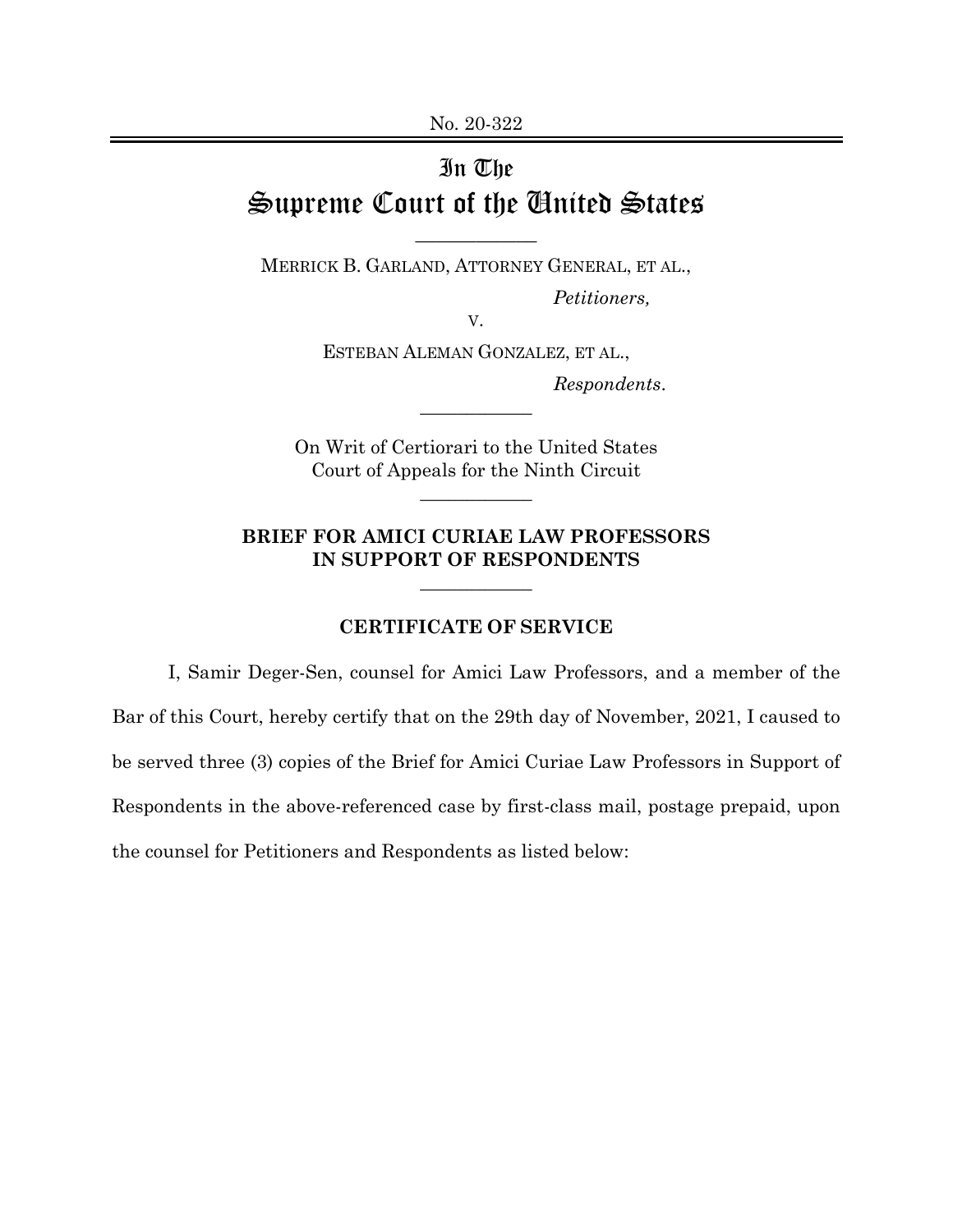No. 20-322

# In The Supreme Court of the United States

MERRICK B. GARLAND, ATTORNEY GENERAL, ET AL.,

*Petitioners,*

v.

ESTEBAN ALEMAN GONZALEZ, ET AL.,

*Respondents*.

On Writ of Certiorari to the United States Court of Appeals for the Ninth Circuit

**BRIEF FOR AMICI CURIAE LAW PROFESSORS IN SUPPORT OF RESPONDENTS**

**CERTIFICATE OF SERVICE**

I, Samir Deger-Sen, counsel for Amici Law Professors, and a member of the Bar of this Court, hereby certify that on the 29th day of November, 2021, I caused to be served three (3) copies of the Brief for Amici Curiae Law Professors in Support of Respondents in the above-referenced case by first-class mail, postage prepaid, upon the counsel for Petitioners and Respondents as listed below: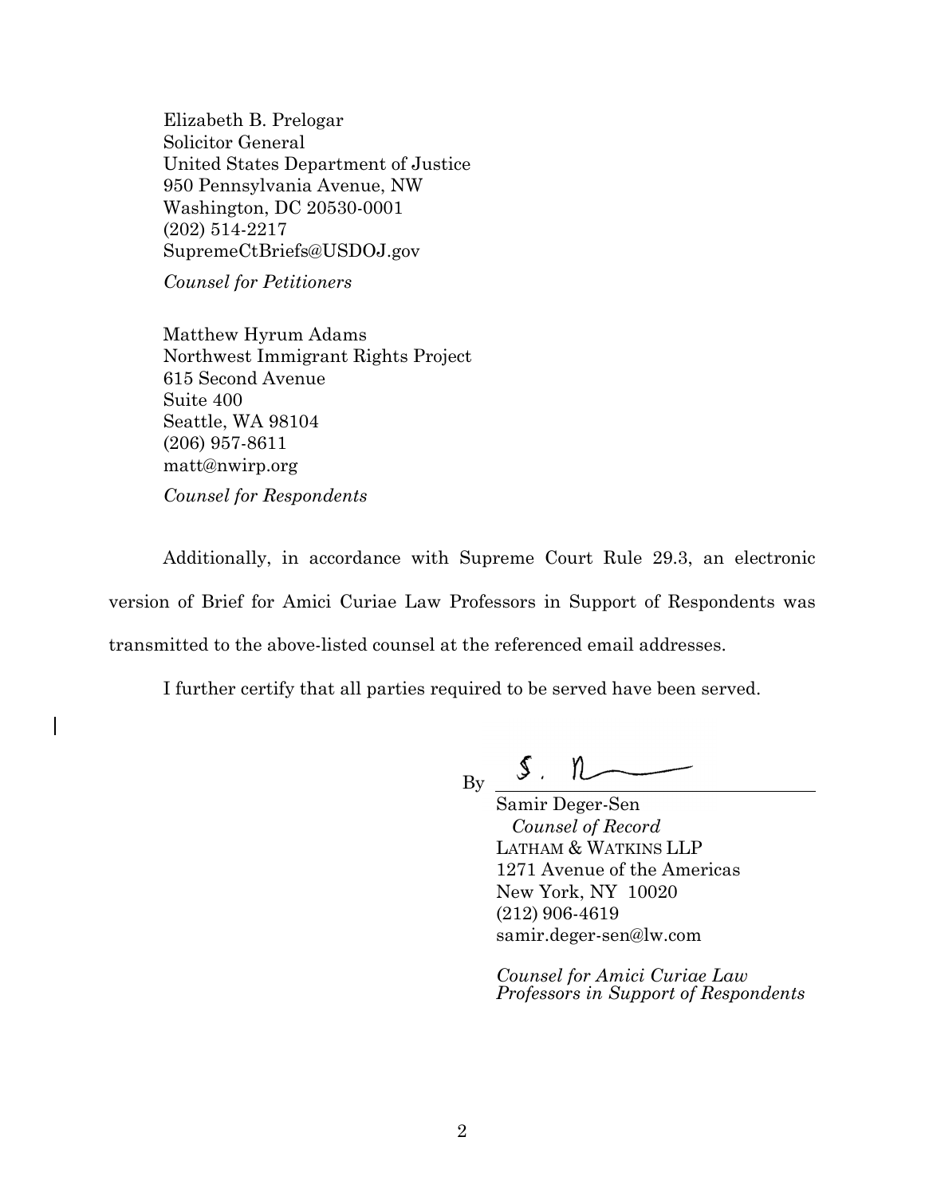Elizabeth B. Prelogar
Solicitor General
United States Department of Justice
950 Pennsylvania Avenue, NW
Washington, DC 20530-0001
(202) 514-2217
SupremeCtBriefs@USDOJ.gov

*Counsel for Petitioners*

Matthew Hyrum Adams
Northwest Immigrant Rights Project
615 Second Avenue
Suite 400
Seattle, WA 98104
(206) 957-8611
matt@nwirp.org

*Counsel for Respondents*

Additionally, in accordance with Supreme Court Rule 29.3, an electronic version of Brief for Amici Curiae Law Professors in Support of Respondents was transmitted to the above-listed counsel at the referenced email addresses.

I further certify that all parties required to be served have been served.

By S. N

Samir Deger-Sen
*Counsel of Record*
LATHAM & WATKINS LLP
1271 Avenue of the Americas
New York, NY 10020
(212) 906-4619
samir.deger-sen@lw.com

*Counsel for Amici Curiae Law Professors in Support of Respondents*